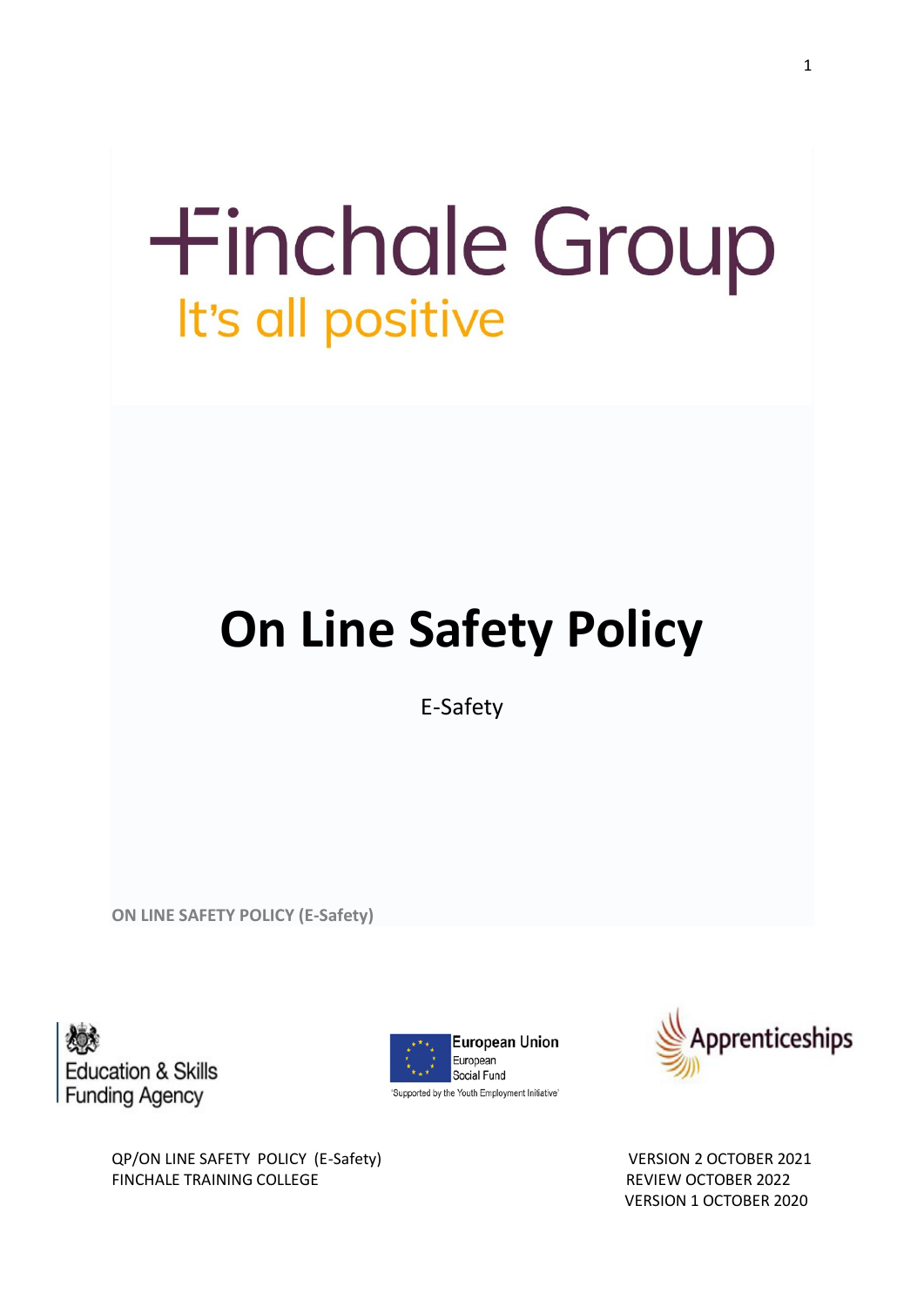Finchale Group

It's all positive

# On Line Safety Policy

E-Safety

**ON LINE SAFETY POLICY (E-Safety)**

Education & Skills Funding Agency

European Union
European Social Fund
'Supported by the Youth Employment Initiative'

Apprenticeships

QP/ON LINE SAFETY POLICY (E-Safety)
FINCHALE TRAINING COLLEGE

VERSION 2 OCTOBER 2021
REVIEW OCTOBER 2022
VERSION 1 OCTOBER 2020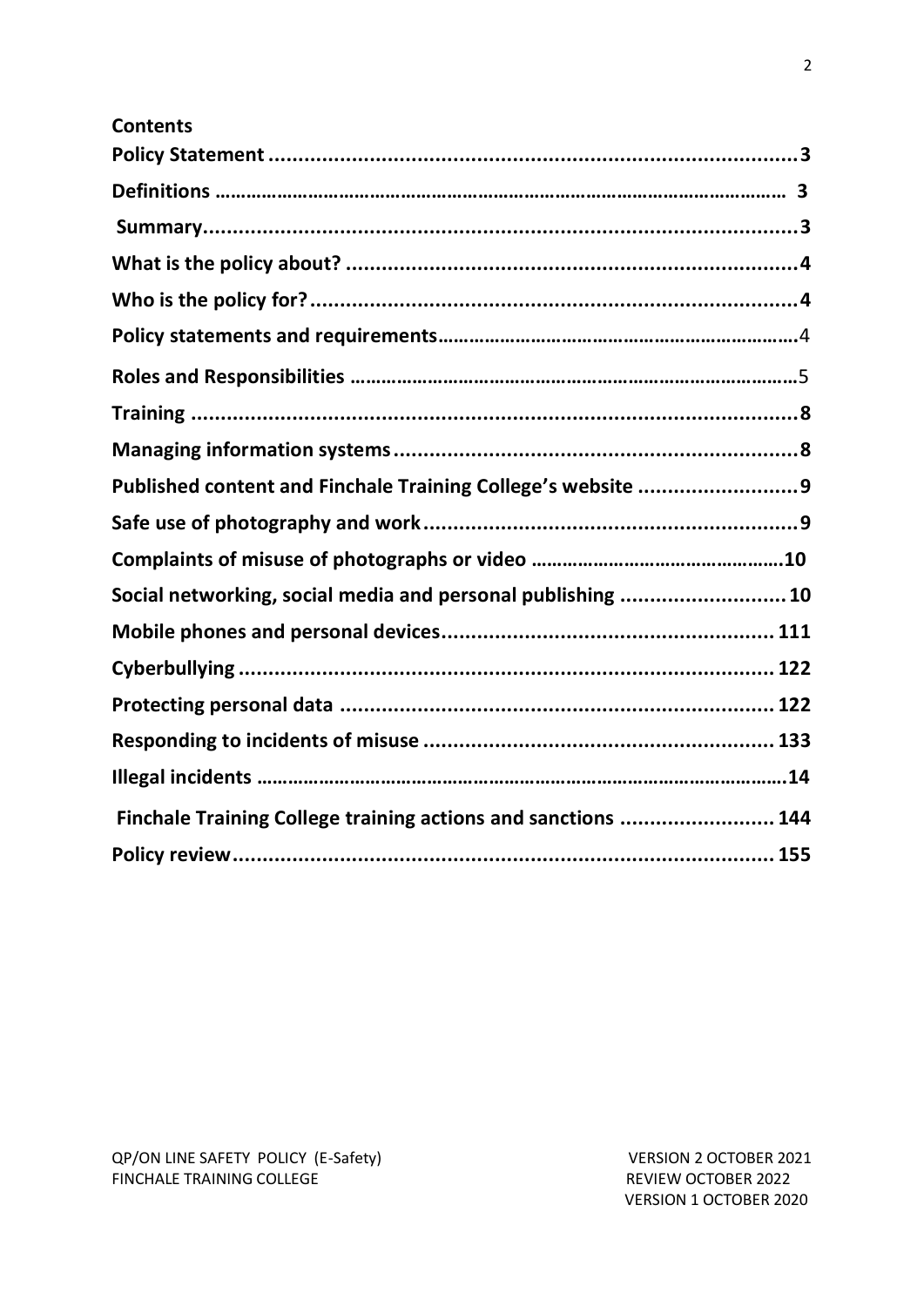## Contents

| | |
|---|---|
| **Policy Statement** | **3** |
| **Definitions** | **3** |
| **Summary** | **3** |
| **What is the policy about?** | **4** |
| **Who is the policy for?** | **4** |
| **Policy statements and requirements** | 4 |
| **Roles and Responsibilities** | 5 |
| **Training** | **8** |
| **Managing information systems** | **8** |
| **Published content and Finchale Training College's website** | **9** |
| **Safe use of photography and work** | **9** |
| **Complaints of misuse of photographs or video** | **10** |
| **Social networking, social media and personal publishing** | **10** |
| **Mobile phones and personal devices** | **111** |
| **Cyberbullying** | **122** |
| **Protecting personal data** | **122** |
| **Responding to incidents of misuse** | **133** |
| **Illegal incidents** | **14** |
| **Finchale Training College training actions and sanctions** | **144** |
| **Policy review** | **155** |

QP/ON LINE SAFETY POLICY (E-Safety)
FINCHALE TRAINING COLLEGE

VERSION 2 OCTOBER 2021
REVIEW OCTOBER 2022
VERSION 1 OCTOBER 2020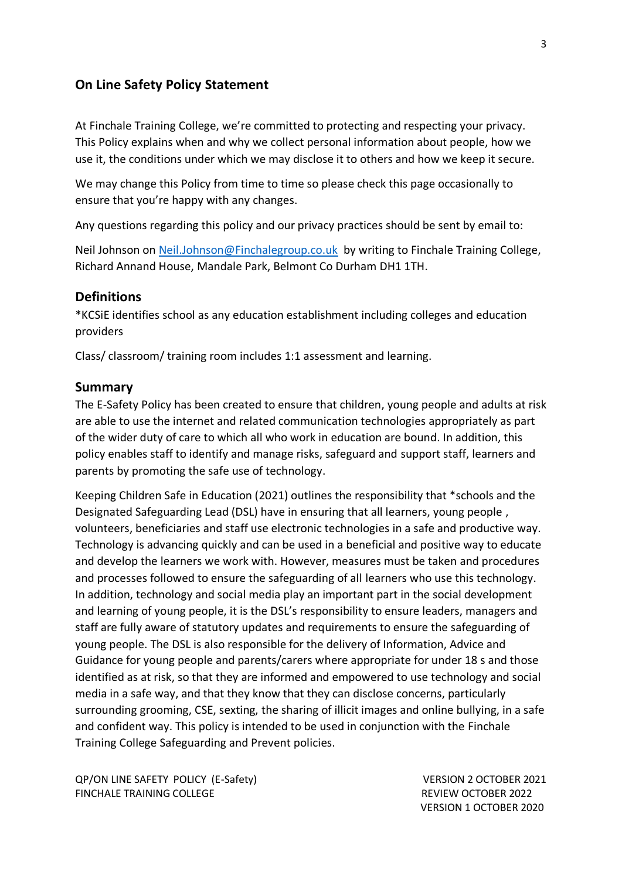## On Line Safety Policy Statement

At Finchale Training College, we're committed to protecting and respecting your privacy. This Policy explains when and why we collect personal information about people, how we use it, the conditions under which we may disclose it to others and how we keep it secure.

We may change this Policy from time to time so please check this page occasionally to ensure that you're happy with any changes.

Any questions regarding this policy and our privacy practices should be sent by email to:

Neil Johnson on Neil.Johnson@Finchalegroup.co.uk by writing to Finchale Training College, Richard Annand House, Mandale Park, Belmont Co Durham DH1 1TH.

## Definitions

*KCSiE identifies school as any education establishment including colleges and education providers

Class/ classroom/ training room includes 1:1 assessment and learning.

## Summary

The E-Safety Policy has been created to ensure that children, young people and adults at risk are able to use the internet and related communication technologies appropriately as part of the wider duty of care to which all who work in education are bound. In addition, this policy enables staff to identify and manage risks, safeguard and support staff, learners and parents by promoting the safe use of technology.

Keeping Children Safe in Education (2021) outlines the responsibility that *schools and the Designated Safeguarding Lead (DSL) have in ensuring that all learners, young people , volunteers, beneficiaries and staff use electronic technologies in a safe and productive way. Technology is advancing quickly and can be used in a beneficial and positive way to educate and develop the learners we work with. However, measures must be taken and procedures and processes followed to ensure the safeguarding of all learners who use this technology. In addition, technology and social media play an important part in the social development and learning of young people, it is the DSL's responsibility to ensure leaders, managers and staff are fully aware of statutory updates and requirements to ensure the safeguarding of young people. The DSL is also responsible for the delivery of Information, Advice and Guidance for young people and parents/carers where appropriate for under 18 s and those identified as at risk, so that they are informed and empowered to use technology and social media in a safe way, and that they know that they can disclose concerns, particularly surrounding grooming, CSE, sexting, the sharing of illicit images and online bullying, in a safe and confident way. This policy is intended to be used in conjunction with the Finchale Training College Safeguarding and Prevent policies.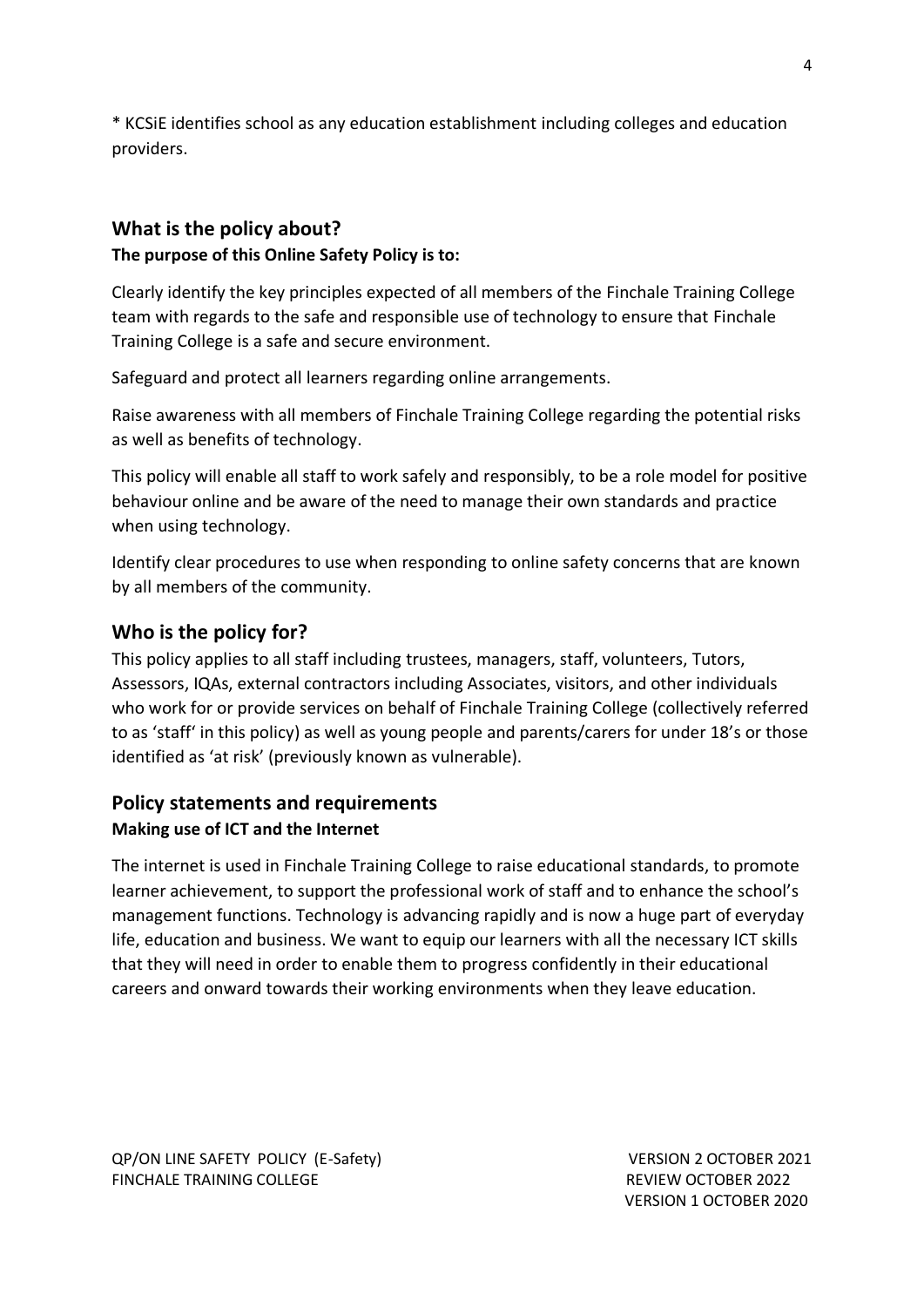* KCSiE identifies school as any education establishment including colleges and education providers.

## What is the policy about?

**The purpose of this Online Safety Policy is to:**

Clearly identify the key principles expected of all members of the Finchale Training College team with regards to the safe and responsible use of technology to ensure that Finchale Training College is a safe and secure environment.

Safeguard and protect all learners regarding online arrangements.

Raise awareness with all members of Finchale Training College regarding the potential risks as well as benefits of technology.

This policy will enable all staff to work safely and responsibly, to be a role model for positive behaviour online and be aware of the need to manage their own standards and practice when using technology.

Identify clear procedures to use when responding to online safety concerns that are known by all members of the community.

## Who is the policy for?

This policy applies to all staff including trustees, managers, staff, volunteers, Tutors, Assessors, IQAs, external contractors including Associates, visitors, and other individuals who work for or provide services on behalf of Finchale Training College (collectively referred to as 'staff' in this policy) as well as young people and parents/carers for under 18's or those identified as 'at risk' (previously known as vulnerable).

## Policy statements and requirements

**Making use of ICT and the Internet**

The internet is used in Finchale Training College to raise educational standards, to promote learner achievement, to support the professional work of staff and to enhance the school's management functions. Technology is advancing rapidly and is now a huge part of everyday life, education and business. We want to equip our learners with all the necessary ICT skills that they will need in order to enable them to progress confidently in their educational careers and onward towards their working environments when they leave education.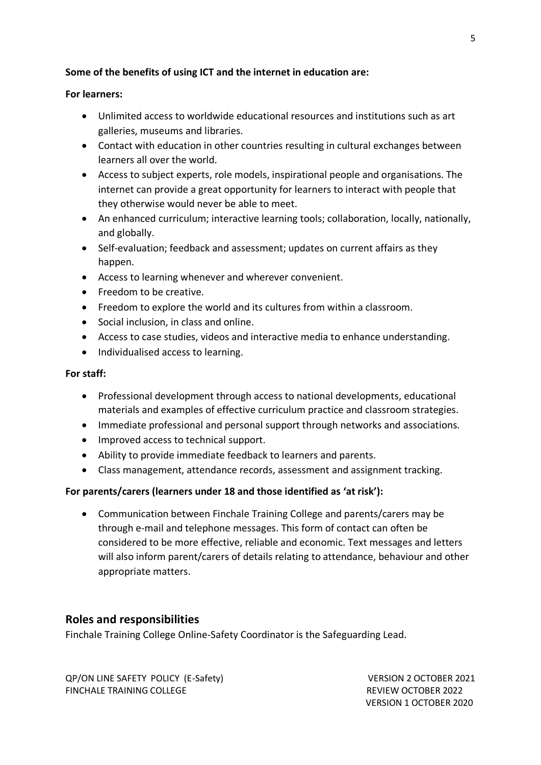**Some of the benefits of using ICT and the internet in education are:**

**For learners:**

- Unlimited access to worldwide educational resources and institutions such as art galleries, museums and libraries.
- Contact with education in other countries resulting in cultural exchanges between learners all over the world.
- Access to subject experts, role models, inspirational people and organisations. The internet can provide a great opportunity for learners to interact with people that they otherwise would never be able to meet.
- An enhanced curriculum; interactive learning tools; collaboration, locally, nationally, and globally.
- Self-evaluation; feedback and assessment; updates on current affairs as they happen.
- Access to learning whenever and wherever convenient.
- Freedom to be creative.
- Freedom to explore the world and its cultures from within a classroom.
- Social inclusion, in class and online.
- Access to case studies, videos and interactive media to enhance understanding.
- Individualised access to learning.

**For staff:**

- Professional development through access to national developments, educational materials and examples of effective curriculum practice and classroom strategies.
- Immediate professional and personal support through networks and associations.
- Improved access to technical support.
- Ability to provide immediate feedback to learners and parents.
- Class management, attendance records, assessment and assignment tracking.

**For parents/carers (learners under 18 and those identified as 'at risk'):**

- Communication between Finchale Training College and parents/carers may be through e-mail and telephone messages. This form of contact can often be considered to be more effective, reliable and economic. Text messages and letters will also inform parent/carers of details relating to attendance, behaviour and other appropriate matters.

## Roles and responsibilities

Finchale Training College Online-Safety Coordinator is the Safeguarding Lead.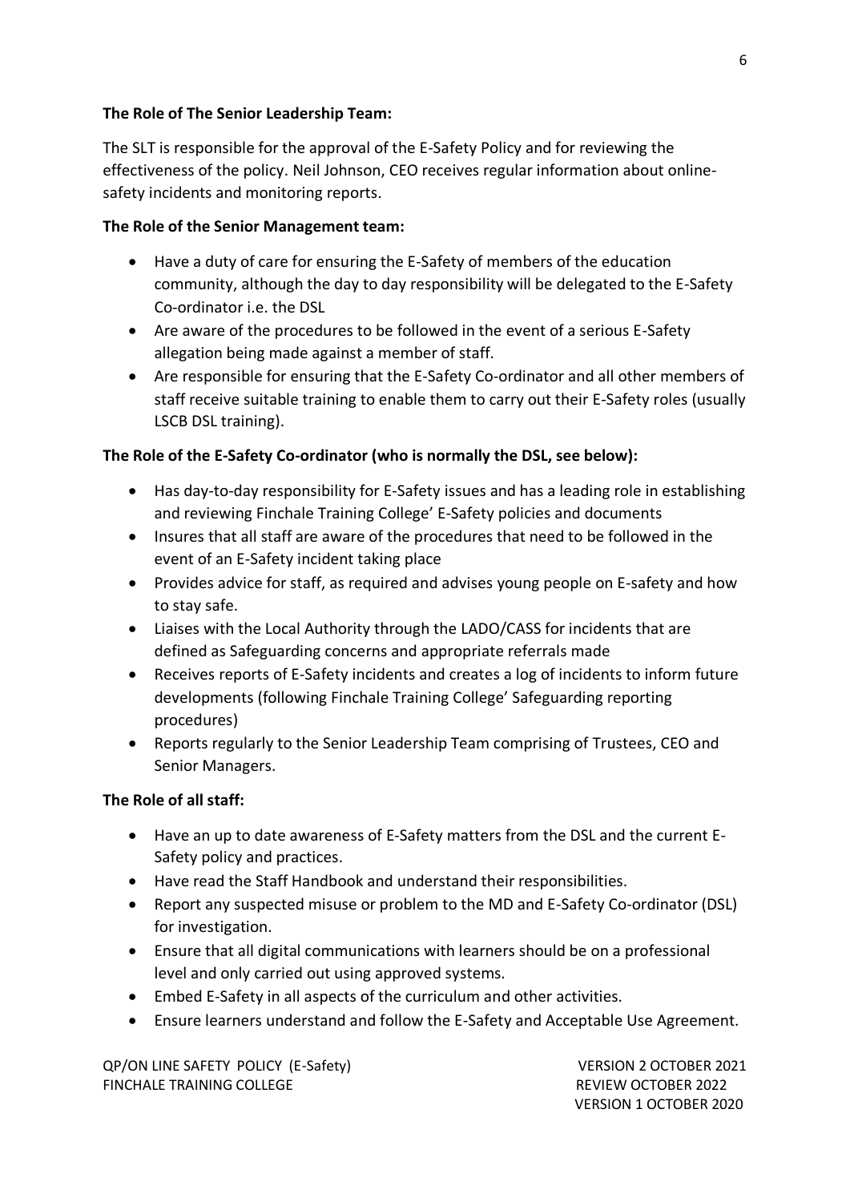**The Role of The Senior Leadership Team:**

The SLT is responsible for the approval of the E-Safety Policy and for reviewing the effectiveness of the policy. Neil Johnson, CEO receives regular information about online-safety incidents and monitoring reports.

**The Role of the Senior Management team:**

- Have a duty of care for ensuring the E-Safety of members of the education community, although the day to day responsibility will be delegated to the E-Safety Co-ordinator i.e. the DSL
- Are aware of the procedures to be followed in the event of a serious E-Safety allegation being made against a member of staff.
- Are responsible for ensuring that the E-Safety Co-ordinator and all other members of staff receive suitable training to enable them to carry out their E-Safety roles (usually LSCB DSL training).

**The Role of the E-Safety Co-ordinator (who is normally the DSL, see below):**

- Has day-to-day responsibility for E-Safety issues and has a leading role in establishing and reviewing Finchale Training College' E-Safety policies and documents
- Insures that all staff are aware of the procedures that need to be followed in the event of an E-Safety incident taking place
- Provides advice for staff, as required and advises young people on E-safety and how to stay safe.
- Liaises with the Local Authority through the LADO/CASS for incidents that are defined as Safeguarding concerns and appropriate referrals made
- Receives reports of E-Safety incidents and creates a log of incidents to inform future developments (following Finchale Training College' Safeguarding reporting procedures)
- Reports regularly to the Senior Leadership Team comprising of Trustees, CEO and Senior Managers.

**The Role of all staff:**

- Have an up to date awareness of E-Safety matters from the DSL and the current E-Safety policy and practices.
- Have read the Staff Handbook and understand their responsibilities.
- Report any suspected misuse or problem to the MD and E-Safety Co-ordinator (DSL) for investigation.
- Ensure that all digital communications with learners should be on a professional level and only carried out using approved systems.
- Embed E-Safety in all aspects of the curriculum and other activities.
- Ensure learners understand and follow the E-Safety and Acceptable Use Agreement.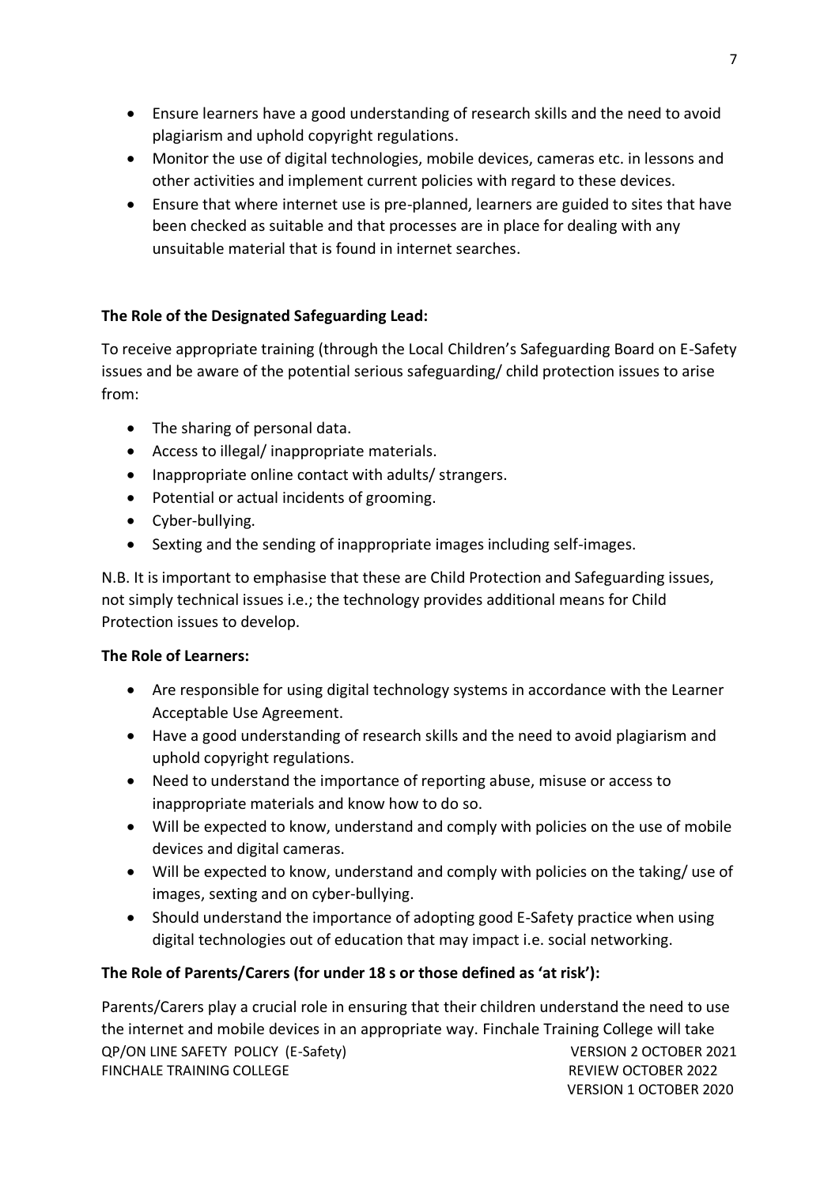- Ensure learners have a good understanding of research skills and the need to avoid plagiarism and uphold copyright regulations.
- Monitor the use of digital technologies, mobile devices, cameras etc. in lessons and other activities and implement current policies with regard to these devices.
- Ensure that where internet use is pre-planned, learners are guided to sites that have been checked as suitable and that processes are in place for dealing with any unsuitable material that is found in internet searches.

**The Role of the Designated Safeguarding Lead:**

To receive appropriate training (through the Local Children's Safeguarding Board on E-Safety issues and be aware of the potential serious safeguarding/ child protection issues to arise from:

- The sharing of personal data.
- Access to illegal/ inappropriate materials.
- Inappropriate online contact with adults/ strangers.
- Potential or actual incidents of grooming.
- Cyber-bullying.
- Sexting and the sending of inappropriate images including self-images.

N.B. It is important to emphasise that these are Child Protection and Safeguarding issues, not simply technical issues i.e.; the technology provides additional means for Child Protection issues to develop.

**The Role of Learners:**

- Are responsible for using digital technology systems in accordance with the Learner Acceptable Use Agreement.
- Have a good understanding of research skills and the need to avoid plagiarism and uphold copyright regulations.
- Need to understand the importance of reporting abuse, misuse or access to inappropriate materials and know how to do so.
- Will be expected to know, understand and comply with policies on the use of mobile devices and digital cameras.
- Will be expected to know, understand and comply with policies on the taking/ use of images, sexting and on cyber-bullying.
- Should understand the importance of adopting good E-Safety practice when using digital technologies out of education that may impact i.e. social networking.

**The Role of Parents/Carers (for under 18 s or those defined as 'at risk'):**

Parents/Carers play a crucial role in ensuring that their children understand the need to use the internet and mobile devices in an appropriate way. Finchale Training College will take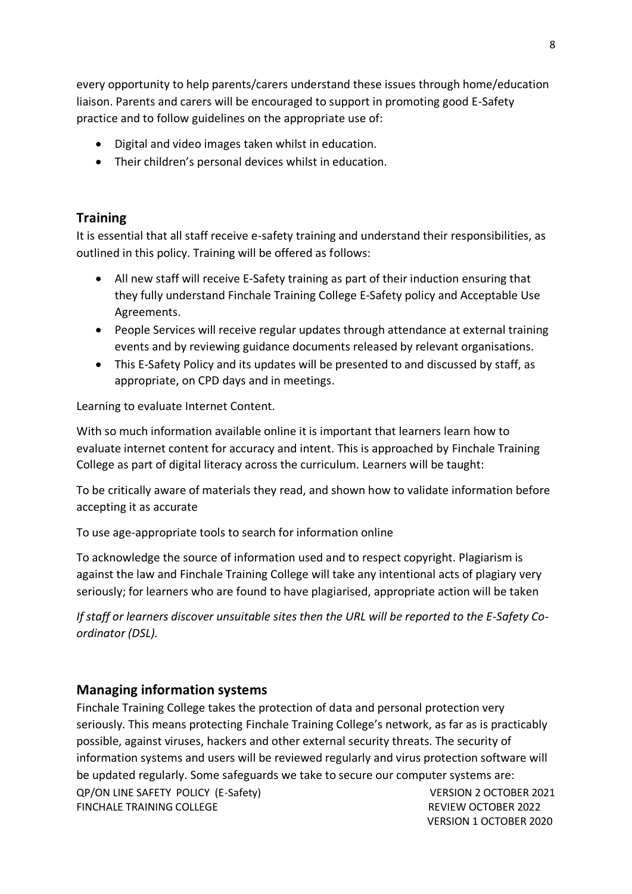every opportunity to help parents/carers understand these issues through home/education liaison. Parents and carers will be encouraged to support in promoting good E-Safety practice and to follow guidelines on the appropriate use of:

- Digital and video images taken whilst in education.
- Their children's personal devices whilst in education.

## Training

It is essential that all staff receive e-safety training and understand their responsibilities, as outlined in this policy. Training will be offered as follows:

- All new staff will receive E-Safety training as part of their induction ensuring that they fully understand Finchale Training College E-Safety policy and Acceptable Use Agreements.
- People Services will receive regular updates through attendance at external training events and by reviewing guidance documents released by relevant organisations.
- This E-Safety Policy and its updates will be presented to and discussed by staff, as appropriate, on CPD days and in meetings.

Learning to evaluate Internet Content.

With so much information available online it is important that learners learn how to evaluate internet content for accuracy and intent. This is approached by Finchale Training College as part of digital literacy across the curriculum. Learners will be taught:

To be critically aware of materials they read, and shown how to validate information before accepting it as accurate

To use age-appropriate tools to search for information online

To acknowledge the source of information used and to respect copyright. Plagiarism is against the law and Finchale Training College will take any intentional acts of plagiary very seriously; for learners who are found to have plagiarised, appropriate action will be taken

*If staff or learners discover unsuitable sites then the URL will be reported to the E-Safety Co-ordinator (DSL).*

## Managing information systems

Finchale Training College takes the protection of data and personal protection very seriously. This means protecting Finchale Training College's network, as far as is practicably possible, against viruses, hackers and other external security threats. The security of information systems and users will be reviewed regularly and virus protection software will be updated regularly. Some safeguards we take to secure our computer systems are: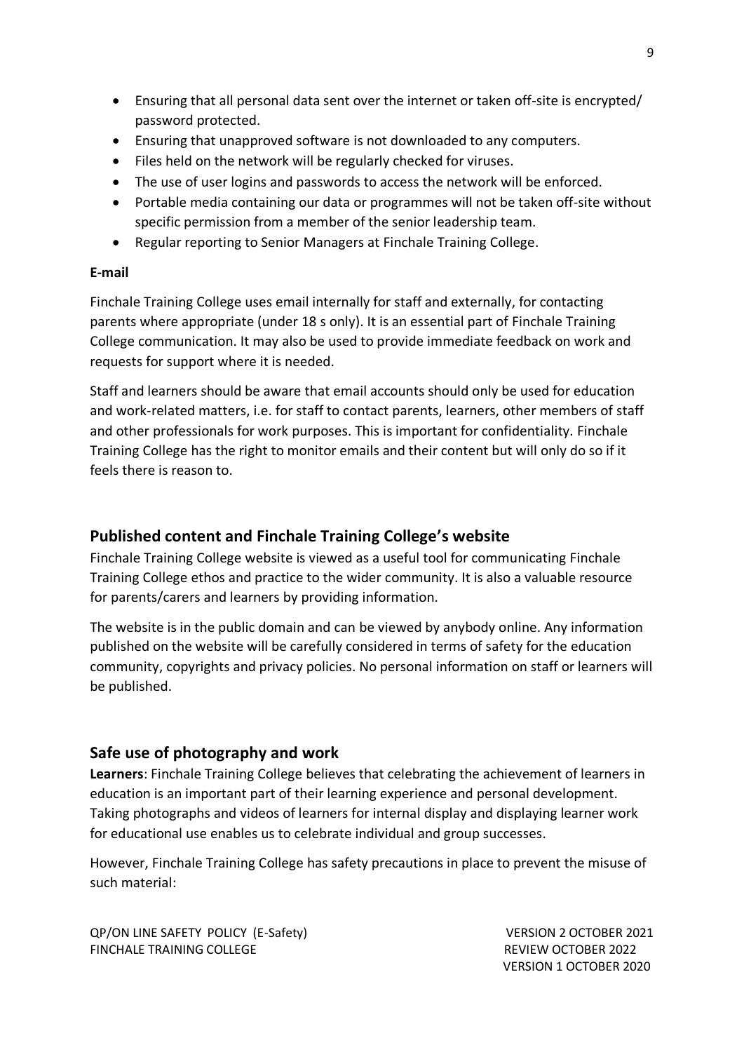- Ensuring that all personal data sent over the internet or taken off-site is encrypted/ password protected.
- Ensuring that unapproved software is not downloaded to any computers.
- Files held on the network will be regularly checked for viruses.
- The use of user logins and passwords to access the network will be enforced.
- Portable media containing our data or programmes will not be taken off-site without specific permission from a member of the senior leadership team.
- Regular reporting to Senior Managers at Finchale Training College.

**E-mail**

Finchale Training College uses email internally for staff and externally, for contacting parents where appropriate (under 18 s only). It is an essential part of Finchale Training College communication. It may also be used to provide immediate feedback on work and requests for support where it is needed.

Staff and learners should be aware that email accounts should only be used for education and work-related matters, i.e. for staff to contact parents, learners, other members of staff and other professionals for work purposes. This is important for confidentiality. Finchale Training College has the right to monitor emails and their content but will only do so if it feels there is reason to.

## Published content and Finchale Training College's website

Finchale Training College website is viewed as a useful tool for communicating Finchale Training College ethos and practice to the wider community. It is also a valuable resource for parents/carers and learners by providing information.

The website is in the public domain and can be viewed by anybody online. Any information published on the website will be carefully considered in terms of safety for the education community, copyrights and privacy policies. No personal information on staff or learners will be published.

## Safe use of photography and work

**Learners**: Finchale Training College believes that celebrating the achievement of learners in education is an important part of their learning experience and personal development. Taking photographs and videos of learners for internal display and displaying learner work for educational use enables us to celebrate individual and group successes.

However, Finchale Training College has safety precautions in place to prevent the misuse of such material: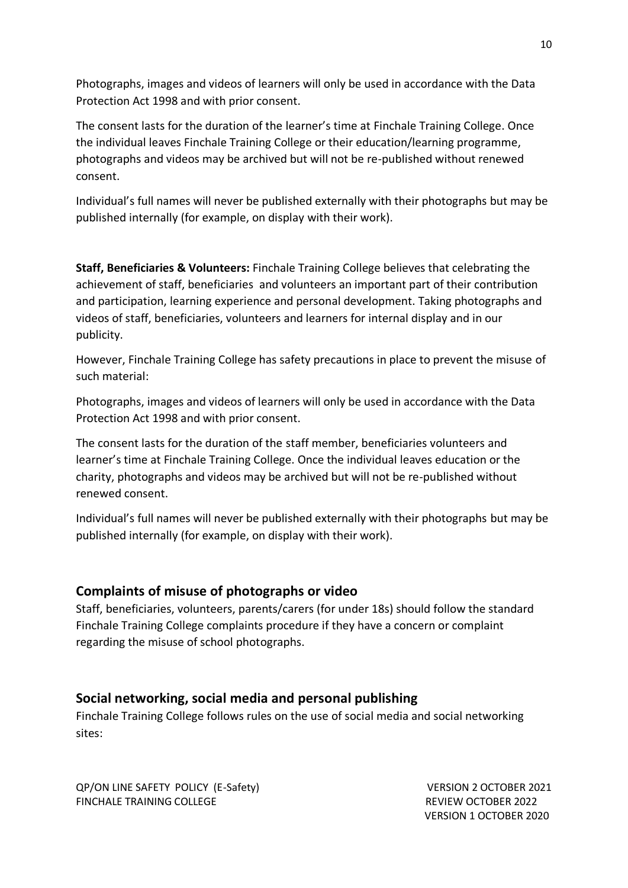Photographs, images and videos of learners will only be used in accordance with the Data Protection Act 1998 and with prior consent.

The consent lasts for the duration of the learner's time at Finchale Training College. Once the individual leaves Finchale Training College or their education/learning programme, photographs and videos may be archived but will not be re-published without renewed consent.

Individual's full names will never be published externally with their photographs but may be published internally (for example, on display with their work).

**Staff, Beneficiaries & Volunteers:** Finchale Training College believes that celebrating the achievement of staff, beneficiaries and volunteers an important part of their contribution and participation, learning experience and personal development. Taking photographs and videos of staff, beneficiaries, volunteers and learners for internal display and in our publicity.

However, Finchale Training College has safety precautions in place to prevent the misuse of such material:

Photographs, images and videos of learners will only be used in accordance with the Data Protection Act 1998 and with prior consent.

The consent lasts for the duration of the staff member, beneficiaries volunteers and learner's time at Finchale Training College. Once the individual leaves education or the charity, photographs and videos may be archived but will not be re-published without renewed consent.

Individual's full names will never be published externally with their photographs but may be published internally (for example, on display with their work).

## Complaints of misuse of photographs or video

Staff, beneficiaries, volunteers, parents/carers (for under 18s) should follow the standard Finchale Training College complaints procedure if they have a concern or complaint regarding the misuse of school photographs.

## Social networking, social media and personal publishing

Finchale Training College follows rules on the use of social media and social networking sites: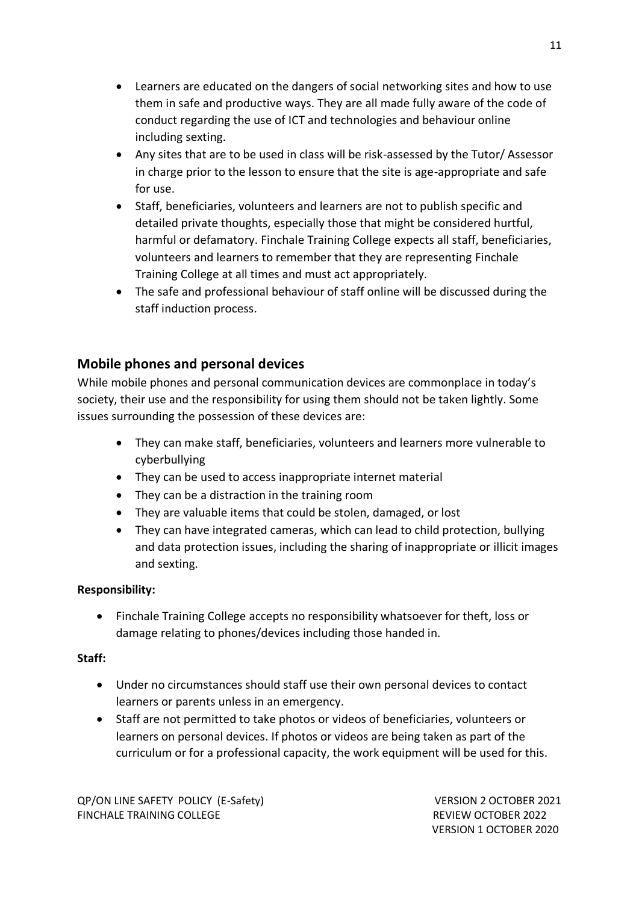- Learners are educated on the dangers of social networking sites and how to use them in safe and productive ways. They are all made fully aware of the code of conduct regarding the use of ICT and technologies and behaviour online including sexting.
- Any sites that are to be used in class will be risk-assessed by the Tutor/ Assessor in charge prior to the lesson to ensure that the site is age-appropriate and safe for use.
- Staff, beneficiaries, volunteers and learners are not to publish specific and detailed private thoughts, especially those that might be considered hurtful, harmful or defamatory. Finchale Training College expects all staff, beneficiaries, volunteers and learners to remember that they are representing Finchale Training College at all times and must act appropriately.
- The safe and professional behaviour of staff online will be discussed during the staff induction process.

## Mobile phones and personal devices

While mobile phones and personal communication devices are commonplace in today's society, their use and the responsibility for using them should not be taken lightly. Some issues surrounding the possession of these devices are:

- They can make staff, beneficiaries, volunteers and learners more vulnerable to cyberbullying
- They can be used to access inappropriate internet material
- They can be a distraction in the training room
- They are valuable items that could be stolen, damaged, or lost
- They can have integrated cameras, which can lead to child protection, bullying and data protection issues, including the sharing of inappropriate or illicit images and sexting.

**Responsibility:**

- Finchale Training College accepts no responsibility whatsoever for theft, loss or damage relating to phones/devices including those handed in.

**Staff:**

- Under no circumstances should staff use their own personal devices to contact learners or parents unless in an emergency.
- Staff are not permitted to take photos or videos of beneficiaries, volunteers or learners on personal devices. If photos or videos are being taken as part of the curriculum or for a professional capacity, the work equipment will be used for this.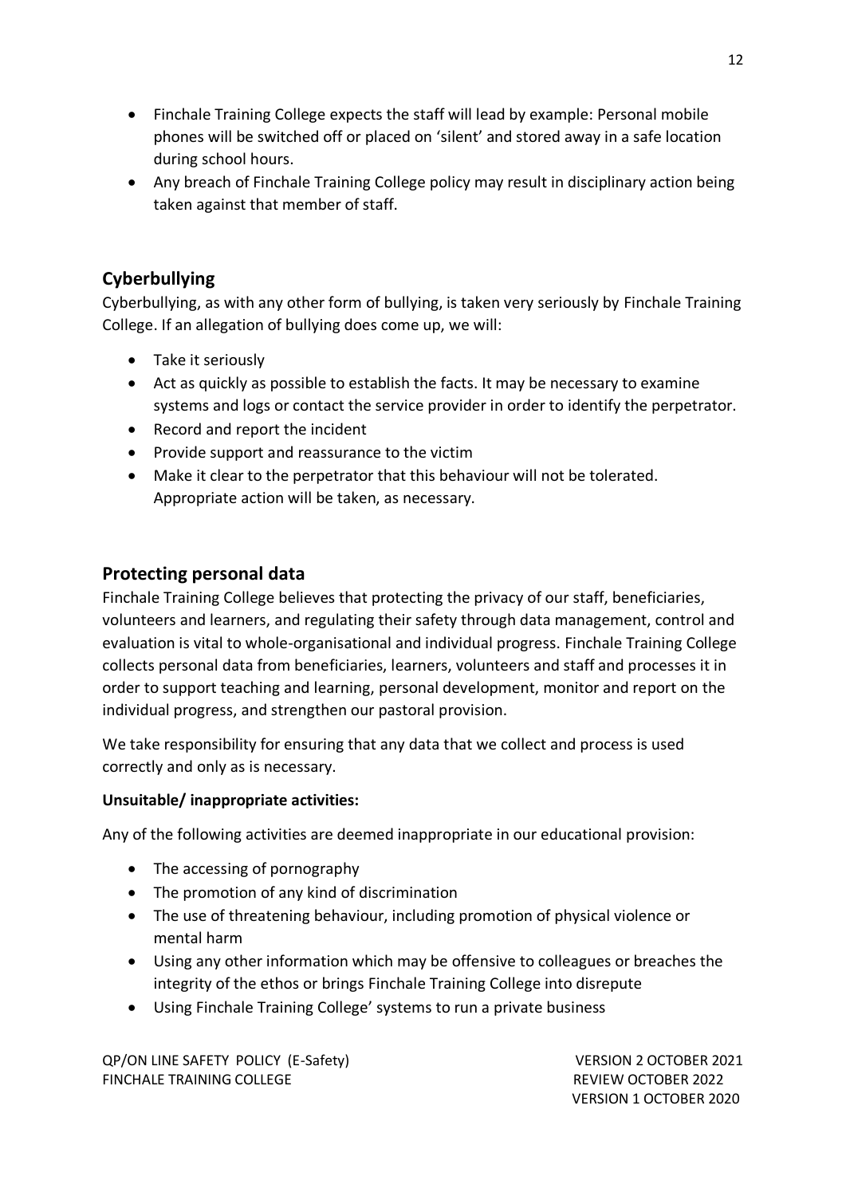- Finchale Training College expects the staff will lead by example: Personal mobile phones will be switched off or placed on 'silent' and stored away in a safe location during school hours.
- Any breach of Finchale Training College policy may result in disciplinary action being taken against that member of staff.

## Cyberbullying

Cyberbullying, as with any other form of bullying, is taken very seriously by Finchale Training College. If an allegation of bullying does come up, we will:

- Take it seriously
- Act as quickly as possible to establish the facts. It may be necessary to examine systems and logs or contact the service provider in order to identify the perpetrator.
- Record and report the incident
- Provide support and reassurance to the victim
- Make it clear to the perpetrator that this behaviour will not be tolerated. Appropriate action will be taken, as necessary.

## Protecting personal data

Finchale Training College believes that protecting the privacy of our staff, beneficiaries, volunteers and learners, and regulating their safety through data management, control and evaluation is vital to whole-organisational and individual progress. Finchale Training College collects personal data from beneficiaries, learners, volunteers and staff and processes it in order to support teaching and learning, personal development, monitor and report on the individual progress, and strengthen our pastoral provision.

We take responsibility for ensuring that any data that we collect and process is used correctly and only as is necessary.

**Unsuitable/ inappropriate activities:**

Any of the following activities are deemed inappropriate in our educational provision:

- The accessing of pornography
- The promotion of any kind of discrimination
- The use of threatening behaviour, including promotion of physical violence or mental harm
- Using any other information which may be offensive to colleagues or breaches the integrity of the ethos or brings Finchale Training College into disrepute
- Using Finchale Training College' systems to run a private business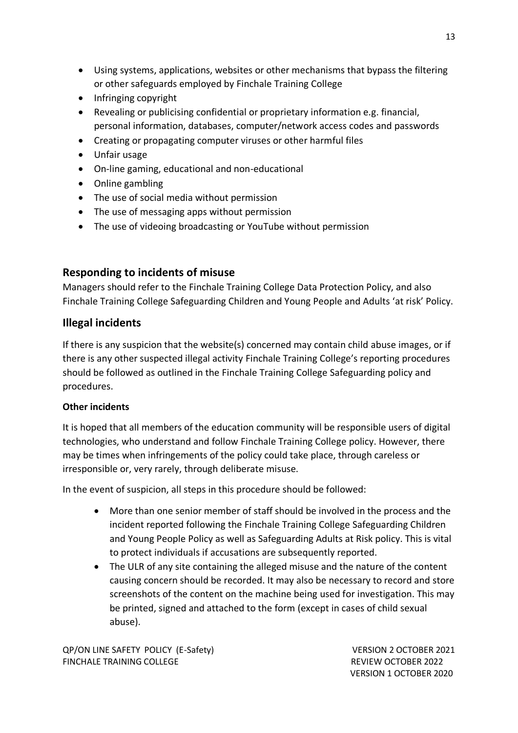- Using systems, applications, websites or other mechanisms that bypass the filtering or other safeguards employed by Finchale Training College
- Infringing copyright
- Revealing or publicising confidential or proprietary information e.g. financial, personal information, databases, computer/network access codes and passwords
- Creating or propagating computer viruses or other harmful files
- Unfair usage
- On-line gaming, educational and non-educational
- Online gambling
- The use of social media without permission
- The use of messaging apps without permission
- The use of videoing broadcasting or YouTube without permission

## Responding to incidents of misuse

Managers should refer to the Finchale Training College Data Protection Policy, and also Finchale Training College Safeguarding Children and Young People and Adults 'at risk' Policy.

## Illegal incidents

If there is any suspicion that the website(s) concerned may contain child abuse images, or if there is any other suspected illegal activity Finchale Training College's reporting procedures should be followed as outlined in the Finchale Training College Safeguarding policy and procedures.

### Other incidents

It is hoped that all members of the education community will be responsible users of digital technologies, who understand and follow Finchale Training College policy. However, there may be times when infringements of the policy could take place, through careless or irresponsible or, very rarely, through deliberate misuse.

In the event of suspicion, all steps in this procedure should be followed:

- More than one senior member of staff should be involved in the process and the incident reported following the Finchale Training College Safeguarding Children and Young People Policy as well as Safeguarding Adults at Risk policy. This is vital to protect individuals if accusations are subsequently reported.
- The ULR of any site containing the alleged misuse and the nature of the content causing concern should be recorded. It may also be necessary to record and store screenshots of the content on the machine being used for investigation. This may be printed, signed and attached to the form (except in cases of child sexual abuse).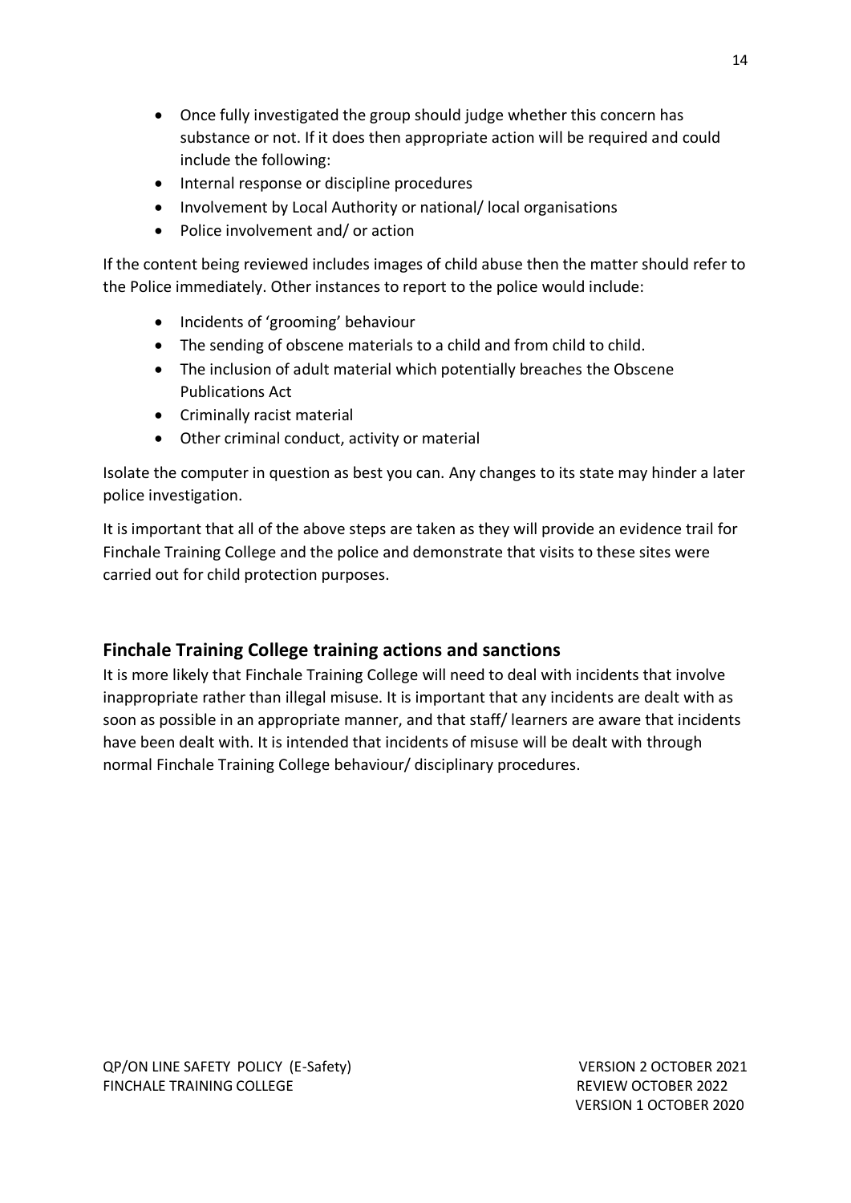- Once fully investigated the group should judge whether this concern has substance or not. If it does then appropriate action will be required and could include the following:
- Internal response or discipline procedures
- Involvement by Local Authority or national/ local organisations
- Police involvement and/ or action

If the content being reviewed includes images of child abuse then the matter should refer to the Police immediately. Other instances to report to the police would include:

- Incidents of 'grooming' behaviour
- The sending of obscene materials to a child and from child to child.
- The inclusion of adult material which potentially breaches the Obscene Publications Act
- Criminally racist material
- Other criminal conduct, activity or material

Isolate the computer in question as best you can. Any changes to its state may hinder a later police investigation.

It is important that all of the above steps are taken as they will provide an evidence trail for Finchale Training College and the police and demonstrate that visits to these sites were carried out for child protection purposes.

## Finchale Training College training actions and sanctions

It is more likely that Finchale Training College will need to deal with incidents that involve inappropriate rather than illegal misuse. It is important that any incidents are dealt with as soon as possible in an appropriate manner, and that staff/ learners are aware that incidents have been dealt with. It is intended that incidents of misuse will be dealt with through normal Finchale Training College behaviour/ disciplinary procedures.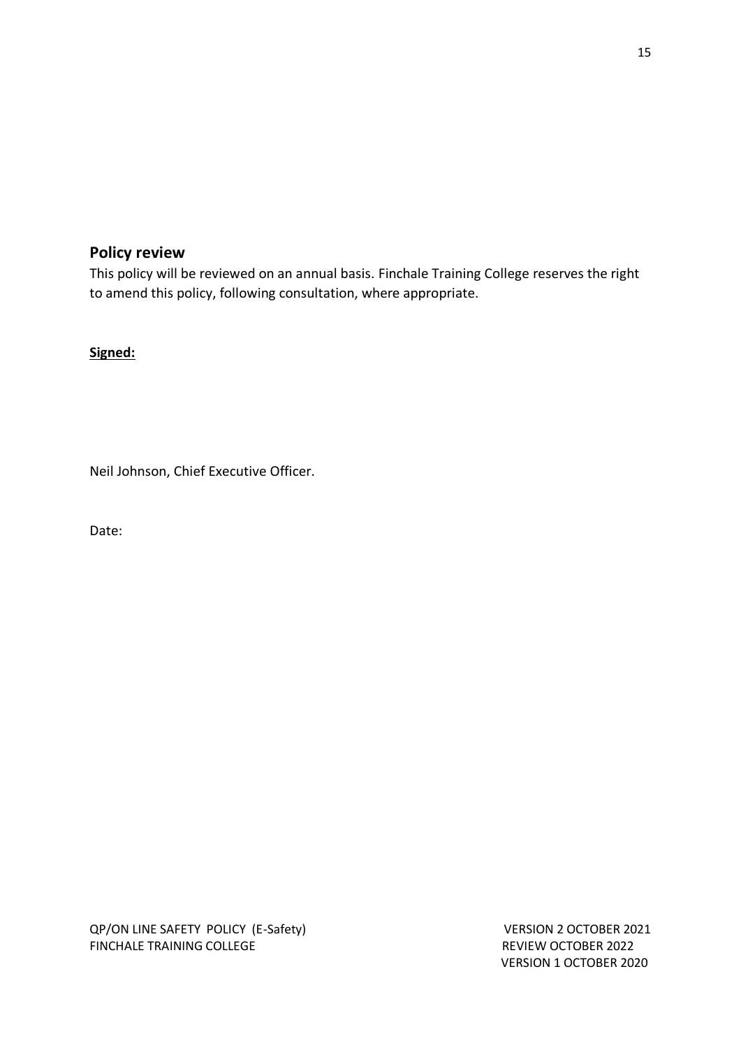## Policy review

This policy will be reviewed on an annual basis. Finchale Training College reserves the right to amend this policy, following consultation, where appropriate.

**Signed:**

Neil Johnson, Chief Executive Officer.

Date: